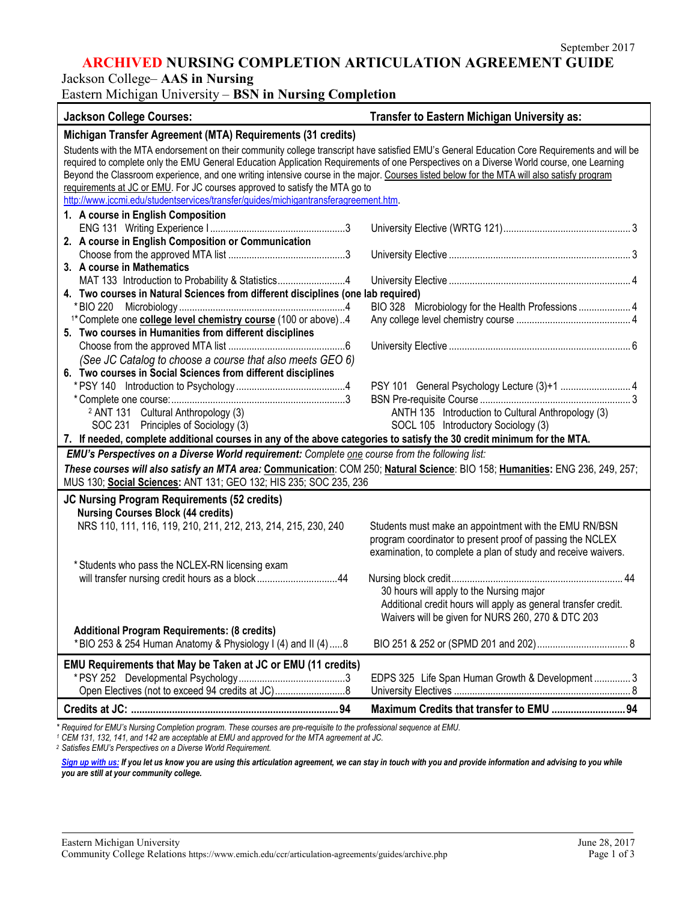September 2017

# ARCHIVED NURSING COMPLETION ARTICULATION AGREEMENT GUIDE

## Jackson College– AAS in Nursing
## Eastern Michigan University – BSN in Nursing Completion

| Jackson College Courses: | Transfer to Eastern Michigan University as: |
|---|---|
| **Michigan Transfer Agreement (MTA) Requirements (31 credits)** | |
| Students with the MTA endorsement on their community college transcript have satisfied EMU's General Education Core Requirements and will be required to complete only the EMU General Education Application Requirements of one Perspectives on a Diverse World course, one Learning Beyond the Classroom experience, and one writing intensive course in the major. Courses listed below for the MTA will also satisfy program requirements at JC or EMU. For JC courses approved to satisfy the MTA go to http://www.jccmi.edu/studentservices/transfer/guides/michigantransferagreement.htm. | |
| **1. A course in English Composition** | |
| ENG 131 Writing Experience I ....3 | University Elective (WRTG 121) ....3 |
| **2. A course in English Composition or Communication** | |
| Choose from the approved MTA list ....3 | University Elective ....3 |
| **3. A course in Mathematics** | |
| MAT 133 Introduction to Probability & Statistics ....4 | University Elective ....4 |
| **4. Two courses in Natural Sciences from different disciplines (one lab required)** | |
| *BIO 220 Microbiology ....4 | BIO 328 Microbiology for the Health Professions ....4 |
| [1]*Complete one **college level chemistry course** (100 or above) ..4 | Any college level chemistry course ....4 |
| **5. Two courses in Humanities from different disciplines** | |
| Choose from the approved MTA list ....6 | University Elective ....6 |
| *(See JC Catalog to choose a course that also meets GEO 6)* | |
| **6. Two courses in Social Sciences from different disciplines** | |
| *PSY 140 Introduction to Psychology ....4 | PSY 101 General Psychology Lecture (3)+1 ....4 |
| *Complete one course: ....3 | BSN Pre-requisite Course ....3 |
| [2] ANT 131 Cultural Anthropology (3) | ANTH 135 Introduction to Cultural Anthropology (3) |
| SOC 231 Principles of Sociology (3) | SOCL 105 Introductory Sociology (3) |
| **7. If needed, complete additional courses in any of the above categories to satisfy the 30 credit minimum for the MTA.** | |
| ***EMU's Perspectives on a Diverse World requirement:*** *Complete one course from the following list:* ***These courses will also satisfy an MTA area:*** **Communication**: COM 250; **Natural Science**: BIO 158; **Humanities:** ENG 236, 249, 257; MUS 130; **Social Sciences:** ANT 131; GEO 132; HIS 235; SOC 235, 236 | |
| **JC Nursing Program Requirements (52 credits)** | |
| **Nursing Courses Block (44 credits)** | |
| NRS 110, 111, 116, 119, 210, 211, 212, 213, 214, 215, 230, 240 | Students must make an appointment with the EMU RN/BSN program coordinator to present proof of passing the NCLEX examination, to complete a plan of study and receive waivers. |
| *Students who pass the NCLEX-RN licensing exam will transfer nursing credit hours as a block ....44 | Nursing block credit ....44<br>30 hours will apply to the Nursing major<br>Additional credit hours will apply as general transfer credit.<br>Waivers will be given for NURS 260, 270 & DTC 203 |
| **Additional Program Requirements: (8 credits)** | |
| *BIO 253 & 254 Human Anatomy & Physiology I (4) and II (4) ....8 | BIO 251 & 252 or (SPMD 201 and 202) ....8 |
| **EMU Requirements that May be Taken at JC or EMU (11 credits)** | |
| *PSY 252 Developmental Psychology ....3 | EDPS 325 Life Span Human Growth & Development ....3 |
| Open Electives (not to exceed 94 credits at JC) ....8 | University Electives ....8 |
| **Credits at JC: ....94** | **Maximum Credits that transfer to EMU ....94** |

*\* Required for EMU's Nursing Completion program. These courses are pre-requisite to the professional sequence at EMU.*
*[1] CEM 131, 132, 141, and 142 are acceptable at EMU and approved for the MTA agreement at JC.*
*[2] Satisfies EMU's Perspectives on a Diverse World Requirement.*

***Sign up with us:*** ***If you let us know you are using this articulation agreement, we can stay in touch with you and provide information and advising to you while you are still at your community college.***

Eastern Michigan University
Community College Relations https://www.emich.edu/ccr/articulation-agreements/guides/archive.php

June 28, 2017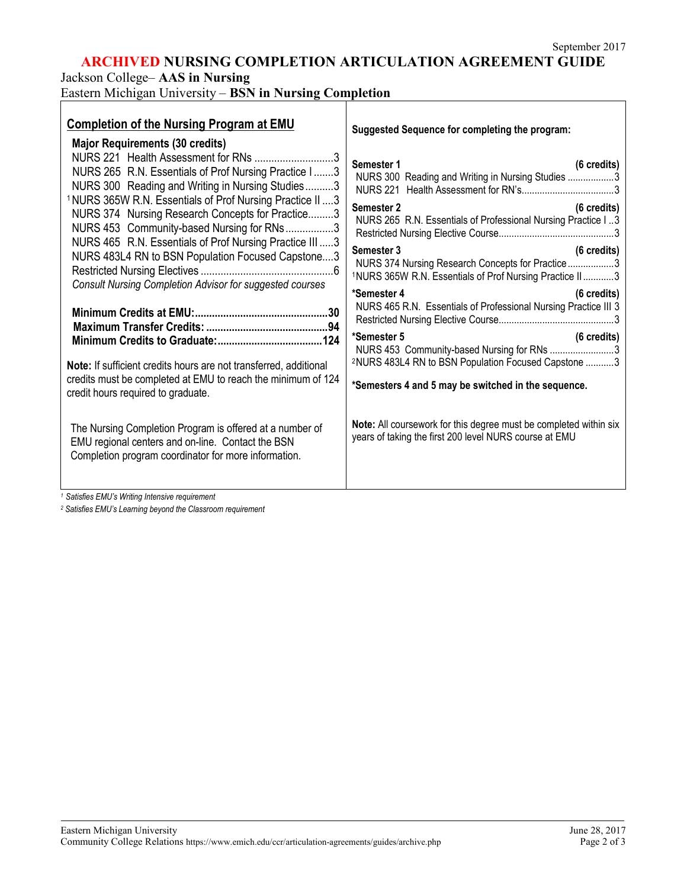September 2017

# ARCHIVED NURSING COMPLETION ARTICULATION AGREEMENT GUIDE

Jackson College– **AAS in Nursing**

Eastern Michigan University – **BSN in Nursing Completion**

## Completion of the Nursing Program at EMU

**Major Requirements (30 credits)**

| Course | Credits |
|---|---|
| NURS 221 Health Assessment for RNs | 3 |
| NURS 265 R.N. Essentials of Prof Nursing Practice I | 3 |
| NURS 300 Reading and Writing in Nursing Studies | 3 |
| [1] NURS 365W R.N. Essentials of Prof Nursing Practice II | 3 |
| NURS 374 Nursing Research Concepts for Practice | 3 |
| NURS 453 Community-based Nursing for RNs | 3 |
| NURS 465 R.N. Essentials of Prof Nursing Practice III | 3 |
| NURS 483L4 RN to BSN Population Focused Capstone | 3 |
| Restricted Nursing Electives | 6 |

*Consult Nursing Completion Advisor for suggested courses*

**Minimum Credits at EMU: 30**

**Maximum Transfer Credits: 94**

**Minimum Credits to Graduate: 124**

**Note:** If sufficient credits hours are not transferred, additional credits must be completed at EMU to reach the minimum of 124 credit hours required to graduate.

The Nursing Completion Program is offered at a number of EMU regional centers and on-line. Contact the BSN Completion program coordinator for more information.

## Suggested Sequence for completing the program:

**Semester 1 (6 credits)**
- NURS 300 Reading and Writing in Nursing Studies ... 3
- NURS 221 Health Assessment for RN's ... 3

**Semester 2 (6 credits)**
- NURS 265 R.N. Essentials of Professional Nursing Practice I ... 3
- Restricted Nursing Elective Course ... 3

**Semester 3 (6 credits)**
- NURS 374 Nursing Research Concepts for Practice ... 3
- [1] NURS 365W R.N. Essentials of Prof Nursing Practice II ... 3

***Semester 4 (6 credits)**
- NURS 465 R.N. Essentials of Professional Nursing Practice III ... 3
- Restricted Nursing Elective Course ... 3

***Semester 5 (6 credits)**
- NURS 453 Community-based Nursing for RNs ... 3
- [2] NURS 483L4 RN to BSN Population Focused Capstone ... 3

***Semesters 4 and 5 may be switched in the sequence.**

**Note:** All coursework for this degree must be completed within six years of taking the first 200 level NURS course at EMU

*[1] Satisfies EMU's Writing Intensive requirement*

*[2] Satisfies EMU's Learning beyond the Classroom requirement*

Eastern Michigan University
Community College Relations https://www.emich.edu/ccr/articulation-agreements/guides/archive.php

June 28, 2017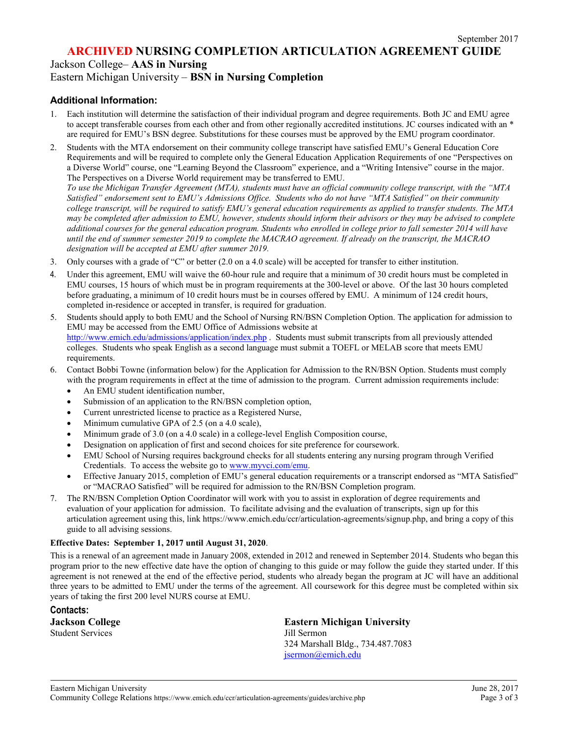September 2017

# ARCHIVED NURSING COMPLETION ARTICULATION AGREEMENT GUIDE

Jackson College– **AAS in Nursing**
Eastern Michigan University – **BSN in Nursing Completion**

### Additional Information:

1. Each institution will determine the satisfaction of their individual program and degree requirements. Both JC and EMU agree to accept transferable courses from each other and from other regionally accredited institutions. JC courses indicated with an * are required for EMU's BSN degree. Substitutions for these courses must be approved by the EMU program coordinator.
2. Students with the MTA endorsement on their community college transcript have satisfied EMU's General Education Core Requirements and will be required to complete only the General Education Application Requirements of one "Perspectives on a Diverse World" course, one "Learning Beyond the Classroom" experience, and a "Writing Intensive" course in the major. The Perspectives on a Diverse World requirement may be transferred to EMU.
   *To use the Michigan Transfer Agreement (MTA), students must have an official community college transcript, with the "MTA Satisfied" endorsement sent to EMU's Admissions Office. Students who do not have "MTA Satisfied" on their community college transcript, will be required to satisfy EMU's general education requirements as applied to transfer students. The MTA may be completed after admission to EMU, however, students should inform their advisors or they may be advised to complete additional courses for the general education program. Students who enrolled in college prior to fall semester 2014 will have until the end of summer semester 2019 to complete the MACRAO agreement. If already on the transcript, the MACRAO designation will be accepted at EMU after summer 2019.*
3. Only courses with a grade of "C" or better (2.0 on a 4.0 scale) will be accepted for transfer to either institution.
4. Under this agreement, EMU will waive the 60-hour rule and require that a minimum of 30 credit hours must be completed in EMU courses, 15 hours of which must be in program requirements at the 300-level or above. Of the last 30 hours completed before graduating, a minimum of 10 credit hours must be in courses offered by EMU. A minimum of 124 credit hours, completed in-residence or accepted in transfer, is required for graduation.
5. Students should apply to both EMU and the School of Nursing RN/BSN Completion Option. The application for admission to EMU may be accessed from the EMU Office of Admissions website at http://www.emich.edu/admissions/application/index.php . Students must submit transcripts from all previously attended colleges. Students who speak English as a second language must submit a TOEFL or MELAB score that meets EMU requirements.
6. Contact Bobbi Towne (information below) for the Application for Admission to the RN/BSN Option. Students must comply with the program requirements in effect at the time of admission to the program. Current admission requirements include:
   - An EMU student identification number,
   - Submission of an application to the RN/BSN completion option,
   - Current unrestricted license to practice as a Registered Nurse,
   - Minimum cumulative GPA of 2.5 (on a 4.0 scale),
   - Minimum grade of 3.0 (on a 4.0 scale) in a college-level English Composition course,
   - Designation on application of first and second choices for site preference for coursework.
   - EMU School of Nursing requires background checks for all students entering any nursing program through Verified Credentials. To access the website go to www.myvci.com/emu.
   - Effective January 2015, completion of EMU's general education requirements or a transcript endorsed as "MTA Satisfied" or "MACRAO Satisfied" will be required for admission to the RN/BSN Completion program.
7. The RN/BSN Completion Option Coordinator will work with you to assist in exploration of degree requirements and evaluation of your application for admission. To facilitate advising and the evaluation of transcripts, sign up for this articulation agreement using this, link https://www.emich.edu/ccr/articulation-agreements/signup.php, and bring a copy of this guide to all advising sessions.

**Effective Dates: September 1, 2017 until August 31, 2020**.

This is a renewal of an agreement made in January 2008, extended in 2012 and renewed in September 2014. Students who began this program prior to the new effective date have the option of changing to this guide or may follow the guide they started under. If this agreement is not renewed at the end of the effective period, students who already began the program at JC will have an additional three years to be admitted to EMU under the terms of the agreement. All coursework for this degree must be completed within six years of taking the first 200 level NURS course at EMU.

### Contacts:

**Jackson College**
Student Services

**Eastern Michigan University**
Jill Sermon
324 Marshall Bldg., 734.487.7083
jsermon@emich.edu